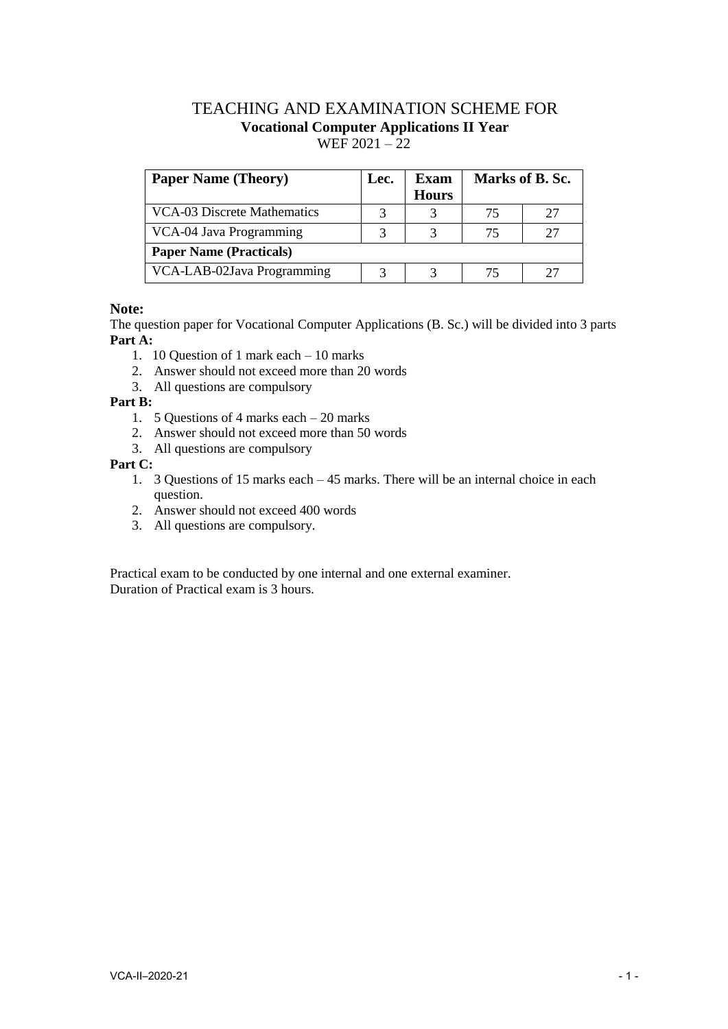# TEACHING AND EXAMINATION SCHEME FOR
## Vocational Computer Applications II Year
WEF 2021 – 22

| Paper Name (Theory) | Lec. | Exam Hours | Marks of B. Sc. | |
|---|---|---|---|---|
| VCA-03 Discrete Mathematics | 3 | 3 | 75 | 27 |
| VCA-04 Java Programming | 3 | 3 | 75 | 27 |
| **Paper Name (Practicals)** | | | | |
| VCA-LAB-02Java Programming | 3 | 3 | 75 | 27 |

**Note:**

The question paper for Vocational Computer Applications (B. Sc.) will be divided into 3 parts

**Part A:**

1. 10 Question of 1 mark each – 10 marks
2. Answer should not exceed more than 20 words
3. All questions are compulsory

**Part B:**

1. 5 Questions of 4 marks each – 20 marks
2. Answer should not exceed more than 50 words
3. All questions are compulsory

**Part C:**

1. 3 Questions of 15 marks each – 45 marks. There will be an internal choice in each question.
2. Answer should not exceed 400 words
3. All questions are compulsory.

Practical exam to be conducted by one internal and one external examiner.
Duration of Practical exam is 3 hours.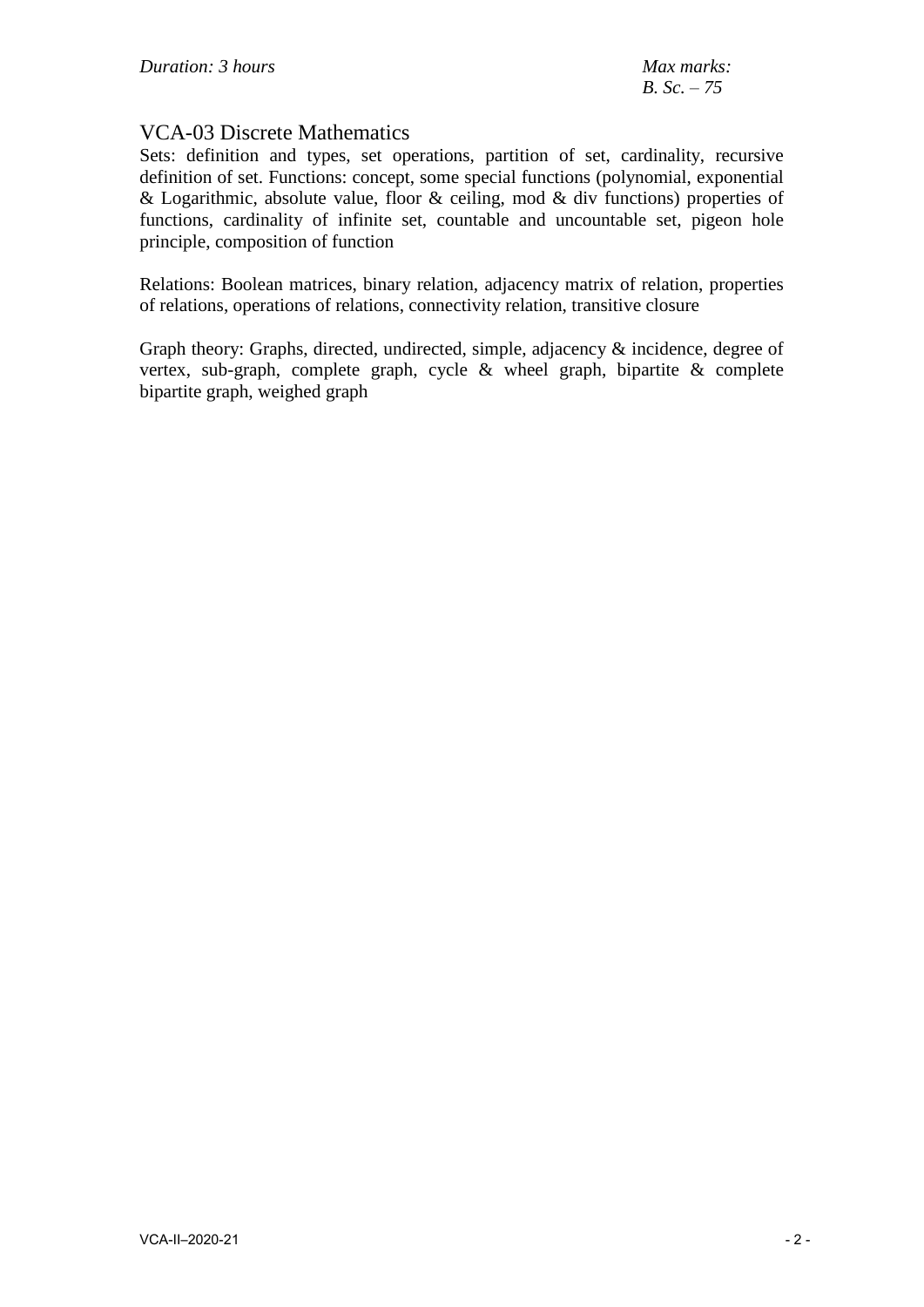*Duration: 3 hours* *Max marks:*
*B. Sc. – 75*

## VCA-03 Discrete Mathematics

Sets: definition and types, set operations, partition of set, cardinality, recursive definition of set. Functions: concept, some special functions (polynomial, exponential & Logarithmic, absolute value, floor & ceiling, mod & div functions) properties of functions, cardinality of infinite set, countable and uncountable set, pigeon hole principle, composition of function

Relations: Boolean matrices, binary relation, adjacency matrix of relation, properties of relations, operations of relations, connectivity relation, transitive closure

Graph theory: Graphs, directed, undirected, simple, adjacency & incidence, degree of vertex, sub-graph, complete graph, cycle & wheel graph, bipartite & complete bipartite graph, weighed graph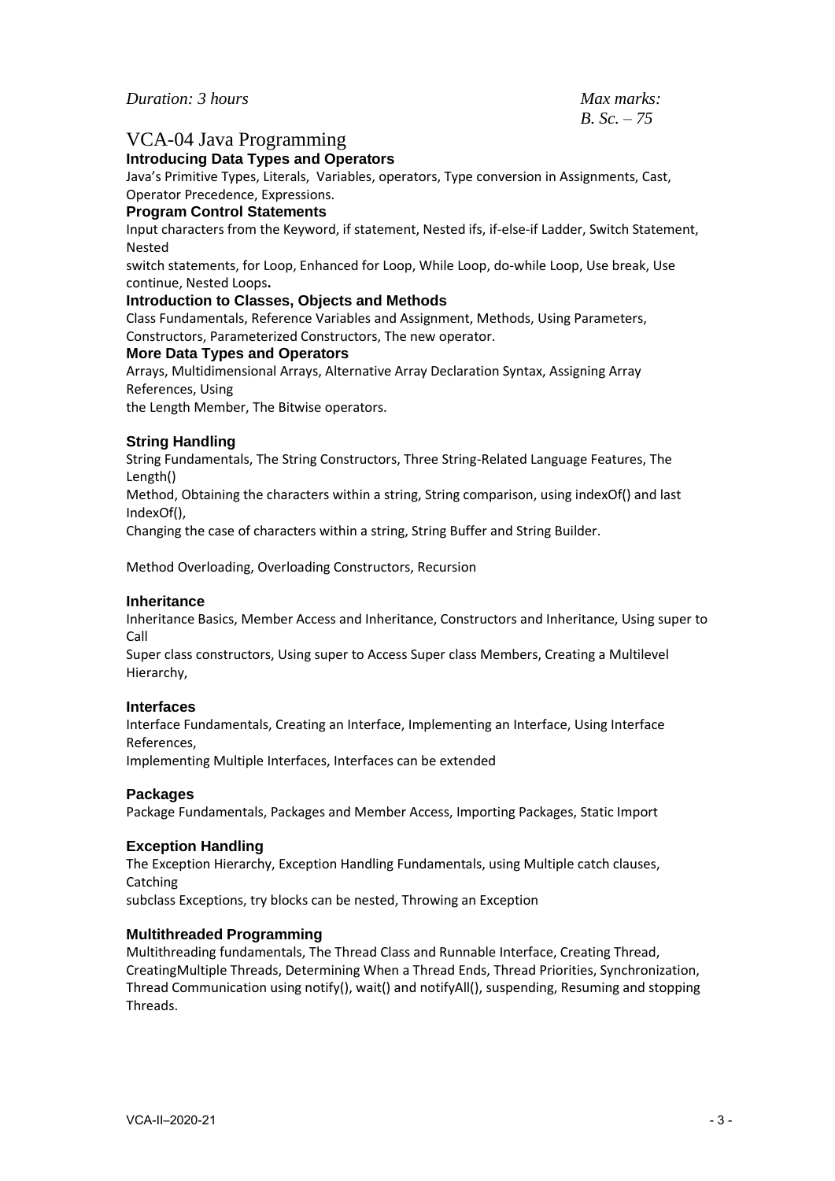*Duration: 3 hours* *Max marks:*
*B. Sc. – 75*

# VCA-04 Java Programming

### Introducing Data Types and Operators

Java's Primitive Types, Literals, Variables, operators, Type conversion in Assignments, Cast, Operator Precedence, Expressions.

### Program Control Statements

Input characters from the Keyword, if statement, Nested ifs, if-else-if Ladder, Switch Statement, Nested switch statements, for Loop, Enhanced for Loop, While Loop, do-while Loop, Use break, Use continue, Nested Loops**.**

### Introduction to Classes, Objects and Methods

Class Fundamentals, Reference Variables and Assignment, Methods, Using Parameters, Constructors, Parameterized Constructors, The new operator.

### More Data Types and Operators

Arrays, Multidimensional Arrays, Alternative Array Declaration Syntax, Assigning Array References, Using the Length Member, The Bitwise operators.

### String Handling

String Fundamentals, The String Constructors, Three String-Related Language Features, The Length() Method, Obtaining the characters within a string, String comparison, using indexOf() and last IndexOf(), Changing the case of characters within a string, String Buffer and String Builder.

Method Overloading, Overloading Constructors, Recursion

### Inheritance

Inheritance Basics, Member Access and Inheritance, Constructors and Inheritance, Using super to Call Super class constructors, Using super to Access Super class Members, Creating a Multilevel Hierarchy,

### Interfaces

Interface Fundamentals, Creating an Interface, Implementing an Interface, Using Interface References, Implementing Multiple Interfaces, Interfaces can be extended

### Packages

Package Fundamentals, Packages and Member Access, Importing Packages, Static Import

### Exception Handling

The Exception Hierarchy, Exception Handling Fundamentals, using Multiple catch clauses, Catching subclass Exceptions, try blocks can be nested, Throwing an Exception

### Multithreaded Programming

Multithreading fundamentals, The Thread Class and Runnable Interface, Creating Thread, CreatingMultiple Threads, Determining When a Thread Ends, Thread Priorities, Synchronization, Thread Communication using notify(), wait() and notifyAll(), suspending, Resuming and stopping Threads.